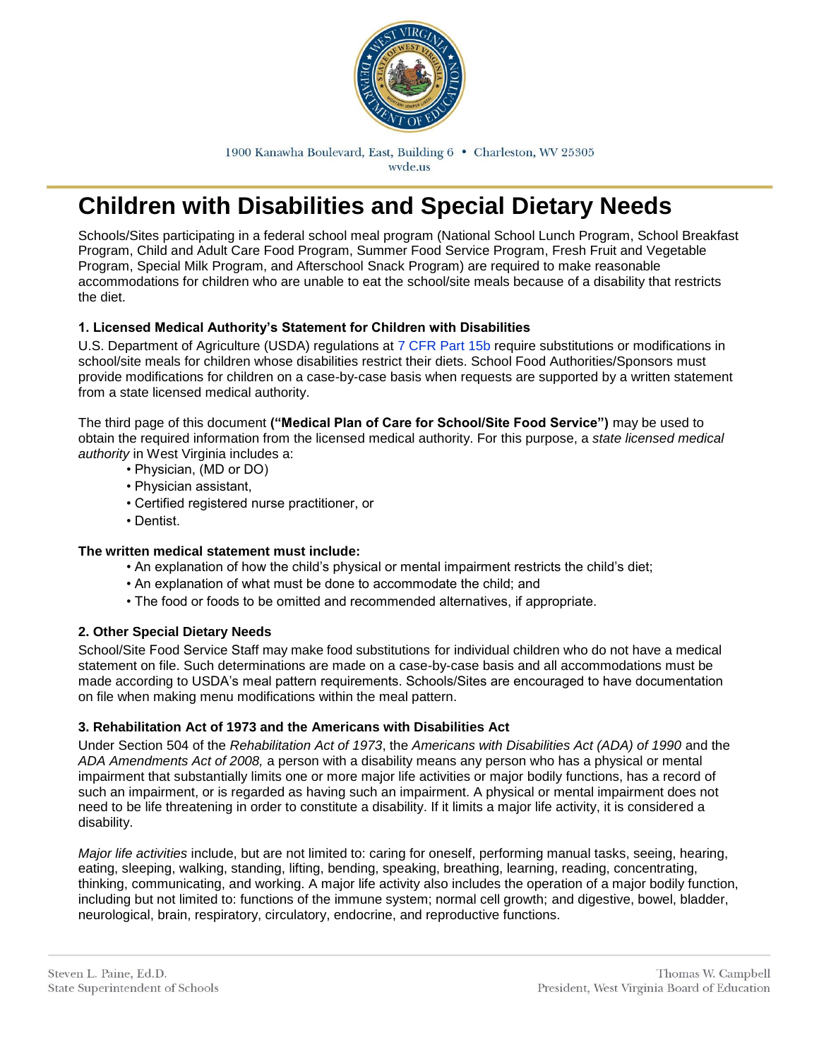1900 Kanawha Boulevard, East, Building 6 • Charleston, WV 25305
wvde.us

# Children with Disabilities and Special Dietary Needs

Schools/Sites participating in a federal school meal program (National School Lunch Program, School Breakfast Program, Child and Adult Care Food Program, Summer Food Service Program, Fresh Fruit and Vegetable Program, Special Milk Program, and Afterschool Snack Program) are required to make reasonable accommodations for children who are unable to eat the school/site meals because of a disability that restricts the diet.

### 1. Licensed Medical Authority's Statement for Children with Disabilities

U.S. Department of Agriculture (USDA) regulations at 7 CFR Part 15b require substitutions or modifications in school/site meals for children whose disabilities restrict their diets. School Food Authorities/Sponsors must provide modifications for children on a case-by-case basis when requests are supported by a written statement from a state licensed medical authority.

The third page of this document **("Medical Plan of Care for School/Site Food Service")** may be used to obtain the required information from the licensed medical authority. For this purpose, a *state licensed medical authority* in West Virginia includes a:

- Physician, (MD or DO)
- Physician assistant,
- Certified registered nurse practitioner, or
- Dentist.

**The written medical statement must include:**

- An explanation of how the child's physical or mental impairment restricts the child's diet;
- An explanation of what must be done to accommodate the child; and
- The food or foods to be omitted and recommended alternatives, if appropriate.

### 2. Other Special Dietary Needs

School/Site Food Service Staff may make food substitutions for individual children who do not have a medical statement on file. Such determinations are made on a case-by-case basis and all accommodations must be made according to USDA's meal pattern requirements. Schools/Sites are encouraged to have documentation on file when making menu modifications within the meal pattern.

### 3. Rehabilitation Act of 1973 and the Americans with Disabilities Act

Under Section 504 of the *Rehabilitation Act of 1973*, the *Americans with Disabilities Act (ADA) of 1990* and the *ADA Amendments Act of 2008,* a person with a disability means any person who has a physical or mental impairment that substantially limits one or more major life activities or major bodily functions, has a record of such an impairment, or is regarded as having such an impairment. A physical or mental impairment does not need to be life threatening in order to constitute a disability. If it limits a major life activity, it is considered a disability.

*Major life activities* include, but are not limited to: caring for oneself, performing manual tasks, seeing, hearing, eating, sleeping, walking, standing, lifting, bending, speaking, breathing, learning, reading, concentrating, thinking, communicating, and working. A major life activity also includes the operation of a major bodily function, including but not limited to: functions of the immune system; normal cell growth; and digestive, bowel, bladder, neurological, brain, respiratory, circulatory, endocrine, and reproductive functions.

Steven L. Paine, Ed.D.
State Superintendent of Schools

Thomas W. Campbell
President, West Virginia Board of Education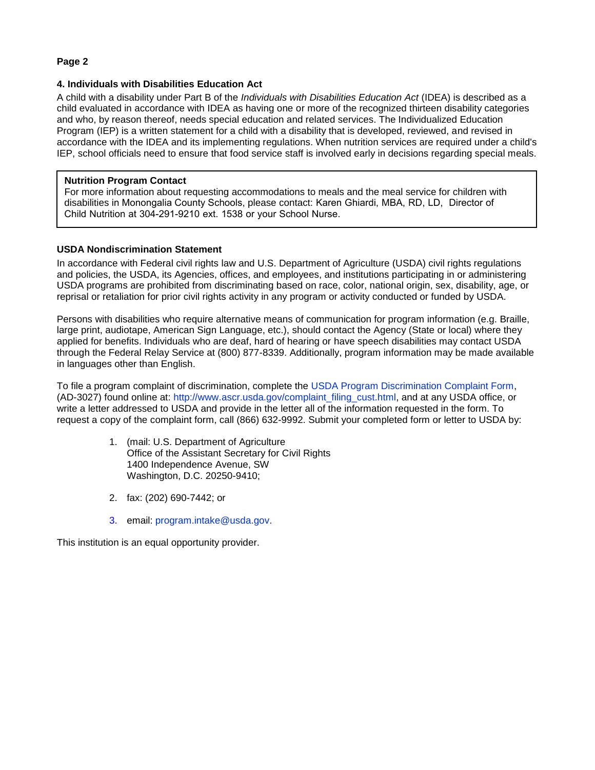**Page 2**

**4. Individuals with Disabilities Education Act**

A child with a disability under Part B of the *Individuals with Disabilities Education Act* (IDEA) is described as a child evaluated in accordance with IDEA as having one or more of the recognized thirteen disability categories and who, by reason thereof, needs special education and related services. The Individualized Education Program (IEP) is a written statement for a child with a disability that is developed, reviewed, and revised in accordance with the IDEA and its implementing regulations. When nutrition services are required under a child's IEP, school officials need to ensure that food service staff is involved early in decisions regarding special meals.

> **Nutrition Program Contact**
> For more information about requesting accommodations to meals and the meal service for children with disabilities in Monongalia County Schools, please contact: Karen Ghiardi, MBA, RD, LD, Director of Child Nutrition at 304-291-9210 ext. 1538 or your School Nurse.

**USDA Nondiscrimination Statement**

In accordance with Federal civil rights law and U.S. Department of Agriculture (USDA) civil rights regulations and policies, the USDA, its Agencies, offices, and employees, and institutions participating in or administering USDA programs are prohibited from discriminating based on race, color, national origin, sex, disability, age, or reprisal or retaliation for prior civil rights activity in any program or activity conducted or funded by USDA.

Persons with disabilities who require alternative means of communication for program information (e.g. Braille, large print, audiotape, American Sign Language, etc.), should contact the Agency (State or local) where they applied for benefits. Individuals who are deaf, hard of hearing or have speech disabilities may contact USDA through the Federal Relay Service at (800) 877-8339. Additionally, program information may be made available in languages other than English.

To file a program complaint of discrimination, complete the USDA Program Discrimination Complaint Form, (AD-3027) found online at: http://www.ascr.usda.gov/complaint_filing_cust.html, and at any USDA office, or write a letter addressed to USDA and provide in the letter all of the information requested in the form. To request a copy of the complaint form, call (866) 632-9992. Submit your completed form or letter to USDA by:

1. (mail: U.S. Department of Agriculture
   Office of the Assistant Secretary for Civil Rights
   1400 Independence Avenue, SW
   Washington, D.C. 20250-9410;

2. fax: (202) 690-7442; or

3. email: program.intake@usda.gov.

This institution is an equal opportunity provider.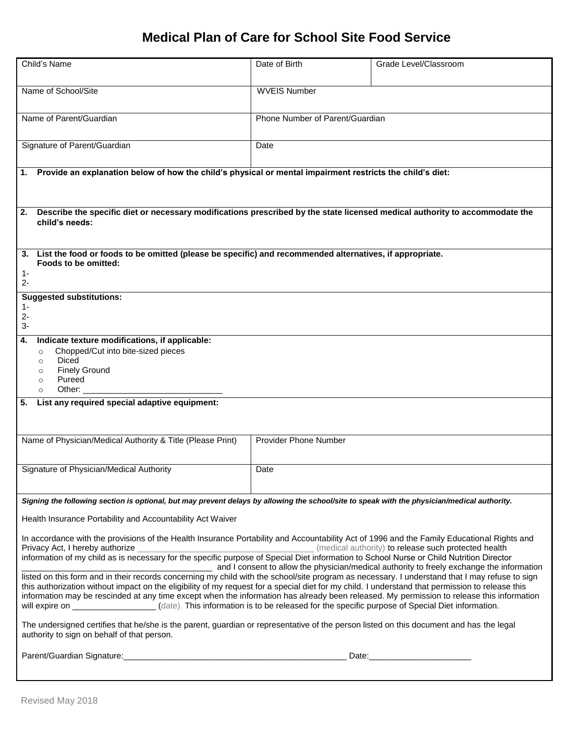# Medical Plan of Care for School Site Food Service

| Child's Name | Date of Birth | Grade Level/Classroom |
|---|---|---|
| Name of School/Site | WVEIS Number | |
| Name of Parent/Guardian | Phone Number of Parent/Guardian | |
| Signature of Parent/Guardian | Date | |

**1. Provide an explanation below of how the child's physical or mental impairment restricts the child's diet:**

**2. Describe the specific diet or necessary modifications prescribed by the state licensed medical authority to accommodate the child's needs:**

**3. List the food or foods to be omitted (please be specific) and recommended alternatives, if appropriate.**
**Foods to be omitted:**

1-
2-

**Suggested substitutions:**

1-
2-
3-

**4. Indicate texture modifications, if applicable:**

- Chopped/Cut into bite-sized pieces
- Diced
- Finely Ground
- Pureed
- Other: ______________________________

**5. List any required special adaptive equipment:**

| Name of Physician/Medical Authority & Title (Please Print) | Provider Phone Number |
|---|---|
| Signature of Physician/Medical Authority | Date |

***Signing the following section is optional, but may prevent delays by allowing the school/site to speak with the physician/medical authority.***

Health Insurance Portability and Accountability Act Waiver

In accordance with the provisions of the Health Insurance Portability and Accountability Act of 1996 and the Family Educational Rights and Privacy Act, I hereby authorize _____________________________________ (medical authority) to release such protected health information of my child as is necessary for the specific purpose of Special Diet information to School Nurse or Child Nutrition Director ________________________________________ and I consent to allow the physician/medical authority to freely exchange the information listed on this form and in their records concerning my child with the school/site program as necessary. I understand that I may refuse to sign this authorization without impact on the eligibility of my request for a special diet for my child. I understand that permission to release this information may be rescinded at any time except when the information has already been released. My permission to release this information will expire on _________________ (date). This information is to be released for the specific purpose of Special Diet information.

The undersigned certifies that he/she is the parent, guardian or representative of the person listed on this document and has the legal authority to sign on behalf of that person.

Parent/Guardian Signature:_________________________________________________ Date:_____________________

Revised May 2018